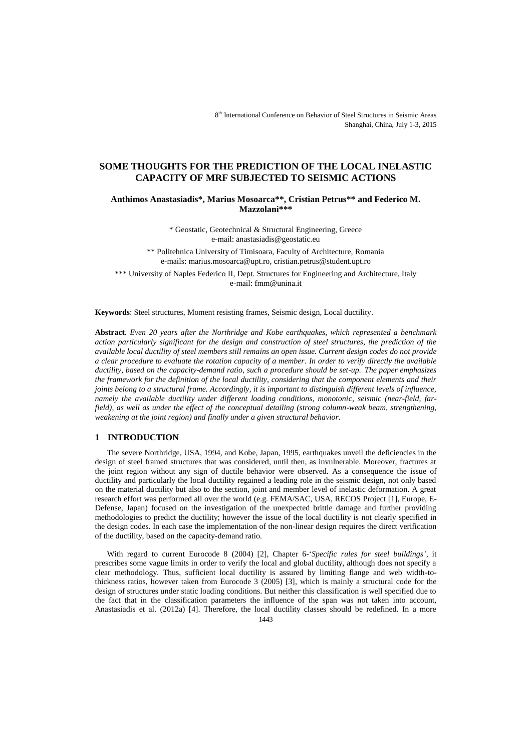# SOME THOUGHTS FOR THE PREDICTION OF THE LOCAL INELASTIC CAPACITY OF MRF SUBJECTED TO SEISMIC ACTIONS

**Anthimos Anastasiadis\*, Marius Mosoarca\*\*, Cristian Petrus\*\* and Federico M. Mazzolani\*\*\***

\* Geostatic, Geotechnical & Structural Engineering, Greece
e-mail: anastasiadis@geostatic.eu

\*\* Politehnica University of Timisoara, Faculty of Architecture, Romania
e-mails: marius.mosoarca@upt.ro, cristian.petrus@student.upt.ro

\*\*\* University of Naples Federico II, Dept. Structures for Engineering and Architecture, Italy
e-mail: fmm@unina.it

**Keywords**: Steel structures, Moment resisting frames, Seismic design, Local ductility.

**Abstract**. *Even 20 years after the Northridge and Kobe earthquakes, which represented a benchmark action particularly significant for the design and construction of steel structures, the prediction of the available local ductility of steel members still remains an open issue. Current design codes do not provide a clear procedure to evaluate the rotation capacity of a member. In order to verify directly the available ductility, based on the capacity-demand ratio, such a procedure should be set-up. The paper emphasizes the framework for the definition of the local ductility, considering that the component elements and their joints belong to a structural frame. Accordingly, it is important to distinguish different levels of influence, namely the available ductility under different loading conditions, monotonic, seismic (near-field, far-field), as well as under the effect of the conceptual detailing (strong column-weak beam, strengthening, weakening at the joint region) and finally under a given structural behavior.*

## 1 INTRODUCTION

The severe Northridge, USA, 1994, and Kobe, Japan, 1995, earthquakes unveil the deficiencies in the design of steel framed structures that was considered, until then, as invulnerable. Moreover, fractures at the joint region without any sign of ductile behavior were observed. As a consequence the issue of ductility and particularly the local ductility regained a leading role in the seismic design, not only based on the material ductility but also to the section, joint and member level of inelastic deformation. A great research effort was performed all over the world (e.g. FEMA/SAC, USA, RECOS Project [1], Europe, E-Defense, Japan) focused on the investigation of the unexpected brittle damage and further providing methodologies to predict the ductility; however the issue of the local ductility is not clearly specified in the design codes. In each case the implementation of the non-linear design requires the direct verification of the ductility, based on the capacity-demand ratio.

With regard to current Eurocode 8 (2004) [2], Chapter 6-'*Specific rules for steel buildings'*, it prescribes some vague limits in order to verify the local and global ductility, although does not specify a clear methodology. Thus, sufficient local ductility is assured by limiting flange and web width-to-thickness ratios, however taken from Eurocode 3 (2005) [3], which is mainly a structural code for the design of structures under static loading conditions. But neither this classification is well specified due to the fact that in the classification parameters the influence of the span was not taken into account, Anastasiadis et al. (2012a) [4]. Therefore, the local ductility classes should be redefined. In a more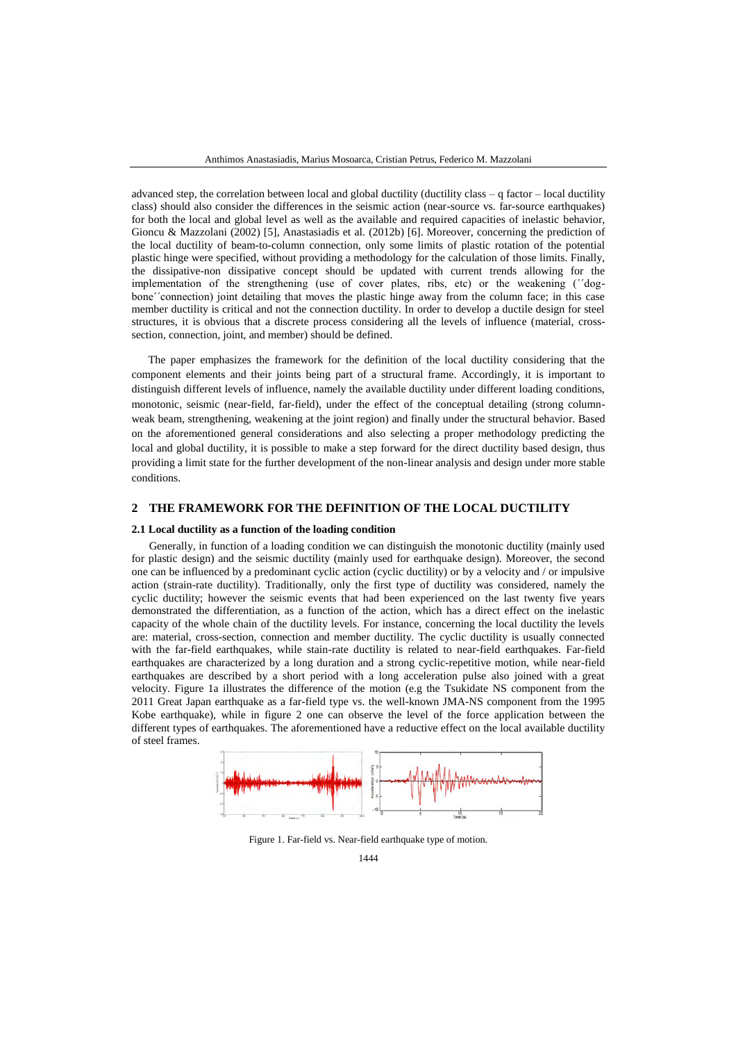advanced step, the correlation between local and global ductility (ductility class – q factor – local ductility class) should also consider the differences in the seismic action (near-source vs. far-source earthquakes) for both the local and global level as well as the available and required capacities of inelastic behavior, Gioncu & Mazzolani (2002) [5], Anastasiadis et al. (2012b) [6]. Moreover, concerning the prediction of the local ductility of beam-to-column connection, only some limits of plastic rotation of the potential plastic hinge were specified, without providing a methodology for the calculation of those limits. Finally, the dissipative-non dissipative concept should be updated with current trends allowing for the implementation of the strengthening (use of cover plates, ribs, etc) or the weakening (´´dog-bone´´connection) joint detailing that moves the plastic hinge away from the column face; in this case member ductility is critical and not the connection ductility. In order to develop a ductile design for steel structures, it is obvious that a discrete process considering all the levels of influence (material, cross-section, connection, joint, and member) should be defined.

The paper emphasizes the framework for the definition of the local ductility considering that the component elements and their joints being part of a structural frame. Accordingly, it is important to distinguish different levels of influence, namely the available ductility under different loading conditions, monotonic, seismic (near-field, far-field), under the effect of the conceptual detailing (strong column-weak beam, strengthening, weakening at the joint region) and finally under the structural behavior. Based on the aforementioned general considerations and also selecting a proper methodology predicting the local and global ductility, it is possible to make a step forward for the direct ductility based design, thus providing a limit state for the further development of the non-linear analysis and design under more stable conditions.

## 2 THE FRAMEWORK FOR THE DEFINITION OF THE LOCAL DUCTILITY

### 2.1 Local ductility as a function of the loading condition

Generally, in function of a loading condition we can distinguish the monotonic ductility (mainly used for plastic design) and the seismic ductility (mainly used for earthquake design). Moreover, the second one can be influenced by a predominant cyclic action (cyclic ductility) or by a velocity and / or impulsive action (strain-rate ductility). Traditionally, only the first type of ductility was considered, namely the cyclic ductility; however the seismic events that had been experienced on the last twenty five years demonstrated the differentiation, as a function of the action, which has a direct effect on the inelastic capacity of the whole chain of the ductility levels. For instance, concerning the local ductility the levels are: material, cross-section, connection and member ductility. The cyclic ductility is usually connected with the far-field earthquakes, while stain-rate ductility is related to near-field earthquakes. Far-field earthquakes are characterized by a long duration and a strong cyclic-repetitive motion, while near-field earthquakes are described by a short period with a long acceleration pulse also joined with a great velocity. Figure 1a illustrates the difference of the motion (e.g the Tsukidate NS component from the 2011 Great Japan earthquake as a far-field type vs. the well-known JMA-NS component from the 1995 Kobe earthquake), while in figure 2 one can observe the level of the force application between the different types of earthquakes. The aforementioned have a reductive effect on the local available ductility of steel frames.

Figure 1. Far-field vs. Near-field earthquake type of motion.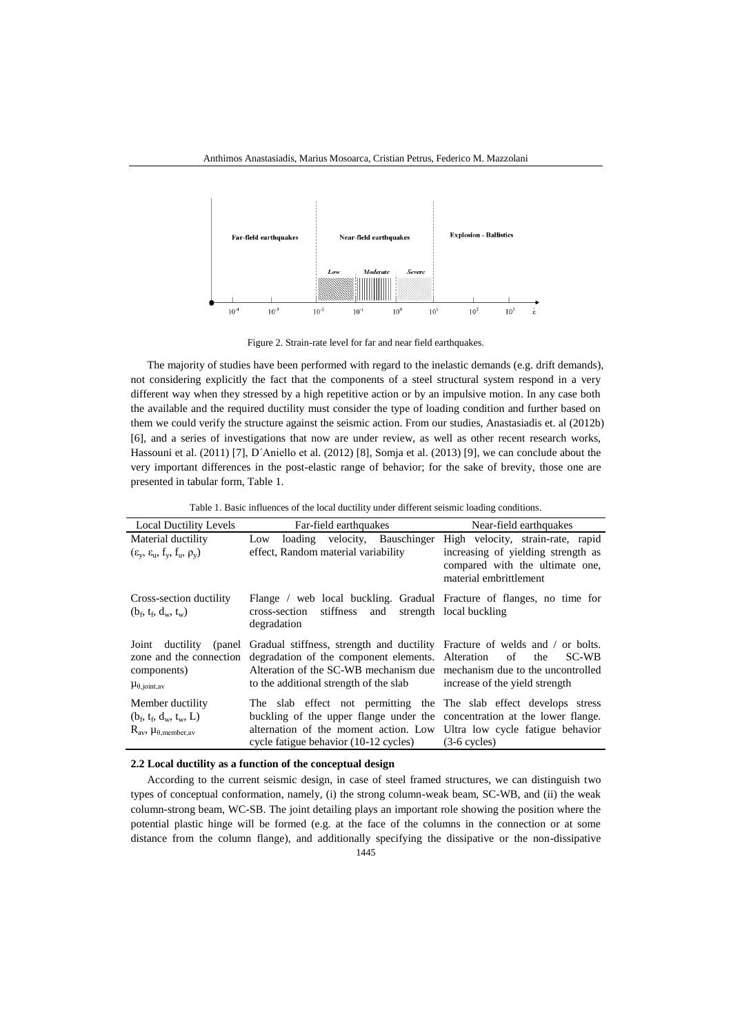Figure 2. Strain-rate level for far and near field earthquakes.

The majority of studies have been performed with regard to the inelastic demands (e.g. drift demands), not considering explicitly the fact that the components of a steel structural system respond in a very different way when they stressed by a high repetitive action or by an impulsive motion. In any case both the available and the required ductility must consider the type of loading condition and further based on them we could verify the structure against the seismic action. From our studies, Anastasiadis et. al (2012b) [6], and a series of investigations that now are under review, as well as other recent research works, Hassouni et al. (2011) [7], D´Aniello et al. (2012) [8], Somja et al. (2013) [9], we can conclude about the very important differences in the post-elastic range of behavior; for the sake of brevity, those one are presented in tabular form, Table 1.

Table 1. Basic influences of the local ductility under different seismic loading conditions.

| Local Ductility Levels | Far-field earthquakes | Near-field earthquakes |
|---|---|---|
| Material ductility ($\varepsilon_y$, $\varepsilon_u$, $f_y$, $f_u$, $\rho_y$) | Low loading velocity, Bauschinger effect, Random material variability | High velocity, strain-rate, rapid increasing of yielding strength as compared with the ultimate one, material embrittlement |
| Cross-section ductility ($b_f$, $t_f$, $d_w$, $t_w$) | Flange / web local buckling. Gradual cross-section stiffness and strength degradation | Fracture of flanges, no time for local buckling |
| Joint ductility (panel zone and the connection components) $\mu_{\theta,joint,av}$ | Gradual stiffness, strength and ductility degradation of the component elements. Alteration of the SC-WB mechanism due to the additional strength of the slab | Fracture of welds and / or bolts. Alteration of the SC-WB mechanism due to the uncontrolled increase of the yield strength |
| Member ductility ($b_f$, $t_f$, $d_w$, $t_w$, L) $R_{av}$, $\mu_{\theta,member,av}$ | The slab effect not permitting the buckling of the upper flange under the alternation of the moment action. Low cycle fatigue behavior (10-12 cycles) | The slab effect develops stress concentration at the lower flange. Ultra low cycle fatigue behavior (3-6 cycles) |

### 2.2 Local ductility as a function of the conceptual design

According to the current seismic design, in case of steel framed structures, we can distinguish two types of conceptual conformation, namely, (i) the strong column-weak beam, SC-WB, and (ii) the weak column-strong beam, WC-SB. The joint detailing plays an important role showing the position where the potential plastic hinge will be formed (e.g. at the face of the columns in the connection or at some distance from the column flange), and additionally specifying the dissipative or the non-dissipative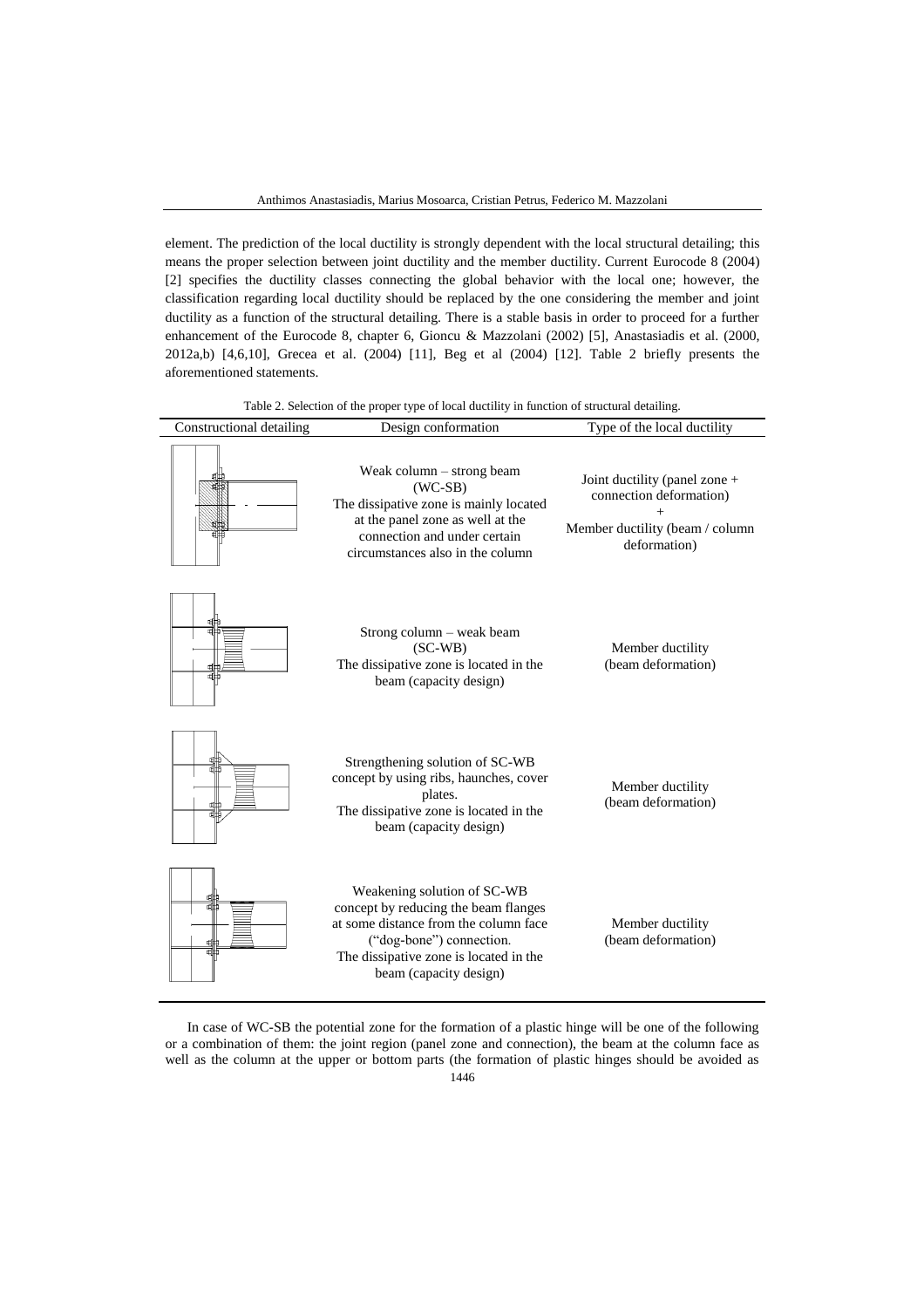element. The prediction of the local ductility is strongly dependent with the local structural detailing; this means the proper selection between joint ductility and the member ductility. Current Eurocode 8 (2004) [2] specifies the ductility classes connecting the global behavior with the local one; however, the classification regarding local ductility should be replaced by the one considering the member and joint ductility as a function of the structural detailing. There is a stable basis in order to proceed for a further enhancement of the Eurocode 8, chapter 6, Gioncu & Mazzolani (2002) [5], Anastasiadis et al. (2000, 2012a,b) [4,6,10], Grecea et al. (2004) [11], Beg et al (2004) [12]. Table 2 briefly presents the aforementioned statements.

Table 2. Selection of the proper type of local ductility in function of structural detailing.

| Constructional detailing | Design conformation | Type of the local ductility |
|---|---|---|
| | Weak column – strong beam (WC-SB) The dissipative zone is mainly located at the panel zone as well at the connection and under certain circumstances also in the column | Joint ductility (panel zone + connection deformation) + Member ductility (beam / column deformation) |
| | Strong column – weak beam (SC-WB) The dissipative zone is located in the beam (capacity design) | Member ductility (beam deformation) |
| | Strengthening solution of SC-WB concept by using ribs, haunches, cover plates. The dissipative zone is located in the beam (capacity design) | Member ductility (beam deformation) |
| | Weakening solution of SC-WB concept by reducing the beam flanges at some distance from the column face ("dog-bone") connection. The dissipative zone is located in the beam (capacity design) | Member ductility (beam deformation) |

In case of WC-SB the potential zone for the formation of a plastic hinge will be one of the following or a combination of them: the joint region (panel zone and connection), the beam at the column face as well as the column at the upper or bottom parts (the formation of plastic hinges should be avoided as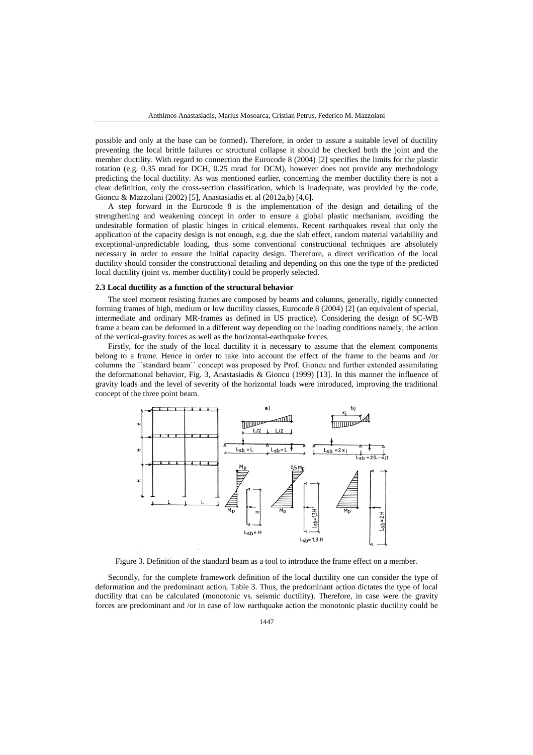possible and only at the base can be formed). Therefore, in order to assure a suitable level of ductility preventing the local brittle failures or structural collapse it should be checked both the joint and the member ductility. With regard to connection the Eurocode 8 (2004) [2] specifies the limits for the plastic rotation (e.g. 0.35 mrad for DCH, 0.25 mrad for DCM), however does not provide any methodology predicting the local ductility. As was mentioned earlier, concerning the member ductility there is not a clear definition, only the cross-section classification, which is inadequate, was provided by the code, Gioncu & Mazzolani (2002) [5], Anastasiadis et. al (2012a,b) [4,6].

A step forward in the Eurocode 8 is the implementation of the design and detailing of the strengthening and weakening concept in order to ensure a global plastic mechanism, avoiding the undesirable formation of plastic hinges in critical elements. Recent earthquakes reveal that only the application of the capacity design is not enough, e.g. due the slab effect, random material variability and exceptional-unpredictable loading, thus some conventional constructional techniques are absolutely necessary in order to ensure the initial capacity design. Therefore, a direct verification of the local ductility should consider the constructional detailing and depending on this one the type of the predicted local ductility (joint vs. member ductility) could be properly selected.

### 2.3 Local ductility as a function of the structural behavior

The steel moment resisting frames are composed by beams and columns, generally, rigidly connected forming frames of high, medium or low ductility classes, Eurocode 8 (2004) [2] (an equivalent of special, intermediate and ordinary MR-frames as defined in US practice). Considering the design of SC-WB frame a beam can be deformed in a different way depending on the loading conditions namely, the action of the vertical-gravity forces as well as the horizontal-earthquake forces.

Firstly, for the study of the local ductility it is necessary to assume that the element components belong to a frame. Hence in order to take into account the effect of the frame to the beams and /or columns the ´´standard beam´´ concept was proposed by Prof. Gioncu and further extended assimilating the deformational behavior, Fig. 3, Anastasiadis & Gioncu (1999) [13]. In this manner the influence of gravity loads and the level of severity of the horizontal loads were introduced, improving the traditional concept of the three point beam.

Figure 3. Definition of the standard beam as a tool to introduce the frame effect on a member.

Secondly, for the complete framework definition of the local ductility one can consider the type of deformation and the predominant action, Table 3. Thus, the predominant action dictates the type of local ductility that can be calculated (monotonic vs. seismic ductility). Therefore, in case were the gravity forces are predominant and /or in case of low earthquake action the monotonic plastic ductility could be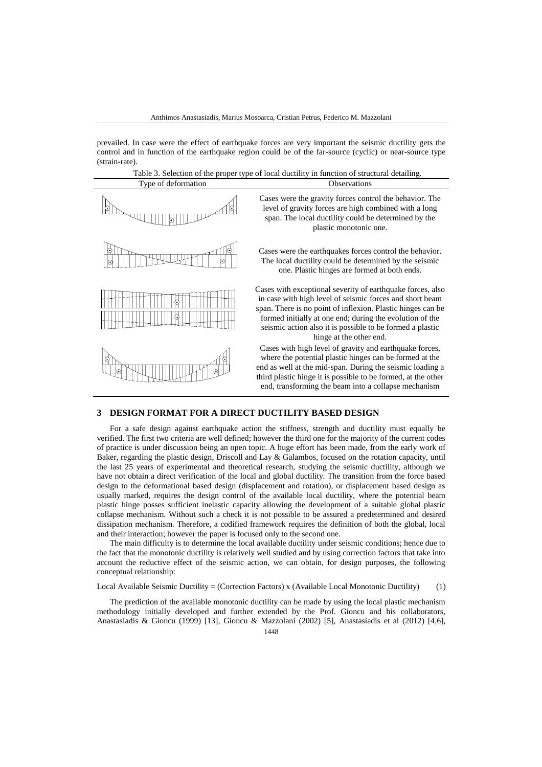prevailed. In case were the effect of earthquake forces are very important the seismic ductility gets the control and in function of the earthquake region could be of the far-source (cyclic) or near-source type (strain-rate).

Table 3. Selection of the proper type of local ductility in function of structural detailing.

| Type of deformation | Observations |
|---|---|
| | Cases were the gravity forces control the behavior. The level of gravity forces are high combined with a long span. The local ductility could be determined by the plastic monotonic one. |
| | Cases were the earthquakes forces control the behavior. The local ductility could be determined by the seismic one. Plastic hinges are formed at both ends. |
| | Cases with exceptional severity of earthquake forces, also in case with high level of seismic forces and short beam span. There is no point of inflexion. Plastic hinges can be formed initially at one end; during the evolution of the seismic action also it is possible to be formed a plastic hinge at the other end. |
| | Cases with high level of gravity and earthquake forces, where the potential plastic hinges can be formed at the end as well at the mid-span. During the seismic loading a third plastic hinge it is possible to be formed, at the other end, transforming the beam into a collapse mechanism |

## 3 DESIGN FORMAT FOR A DIRECT DUCTILITY BASED DESIGN

For a safe design against earthquake action the stiffness, strength and ductility must equally be verified. The first two criteria are well defined; however the third one for the majority of the current codes of practice is under discussion being an open topic. A huge effort has been made, from the early work of Baker, regarding the plastic design, Driscoll and Lay & Galambos, focused on the rotation capacity, until the last 25 years of experimental and theoretical research, studying the seismic ductility, although we have not obtain a direct verification of the local and global ductility. The transition from the force based design to the deformational based design (displacement and rotation), or displacement based design as usually marked, requires the design control of the available local ductility, where the potential beam plastic hinge posses sufficient inelastic capacity allowing the development of a suitable global plastic collapse mechanism. Without such a check it is not possible to be assured a predetermined and desired dissipation mechanism. Therefore, a codified framework requires the definition of both the global, local and their interaction; however the paper is focused only to the second one.

The main difficulty is to determine the local available ductility under seismic conditions; hence due to the fact that the monotonic ductility is relatively well studied and by using correction factors that take into account the reductive effect of the seismic action, we can obtain, for design purposes, the following conceptual relationship:

Local Available Seismic Ductility = (Correction Factors) x (Available Local Monotonic Ductility) (1)

The prediction of the available monotonic ductility can be made by using the local plastic mechanism methodology initially developed and further extended by the Prof. Gioncu and his collaborators, Anastasiadis & Gioncu (1999) [13], Gioncu & Mazzolani (2002) [5], Anastasiadis et al (2012) [4,6],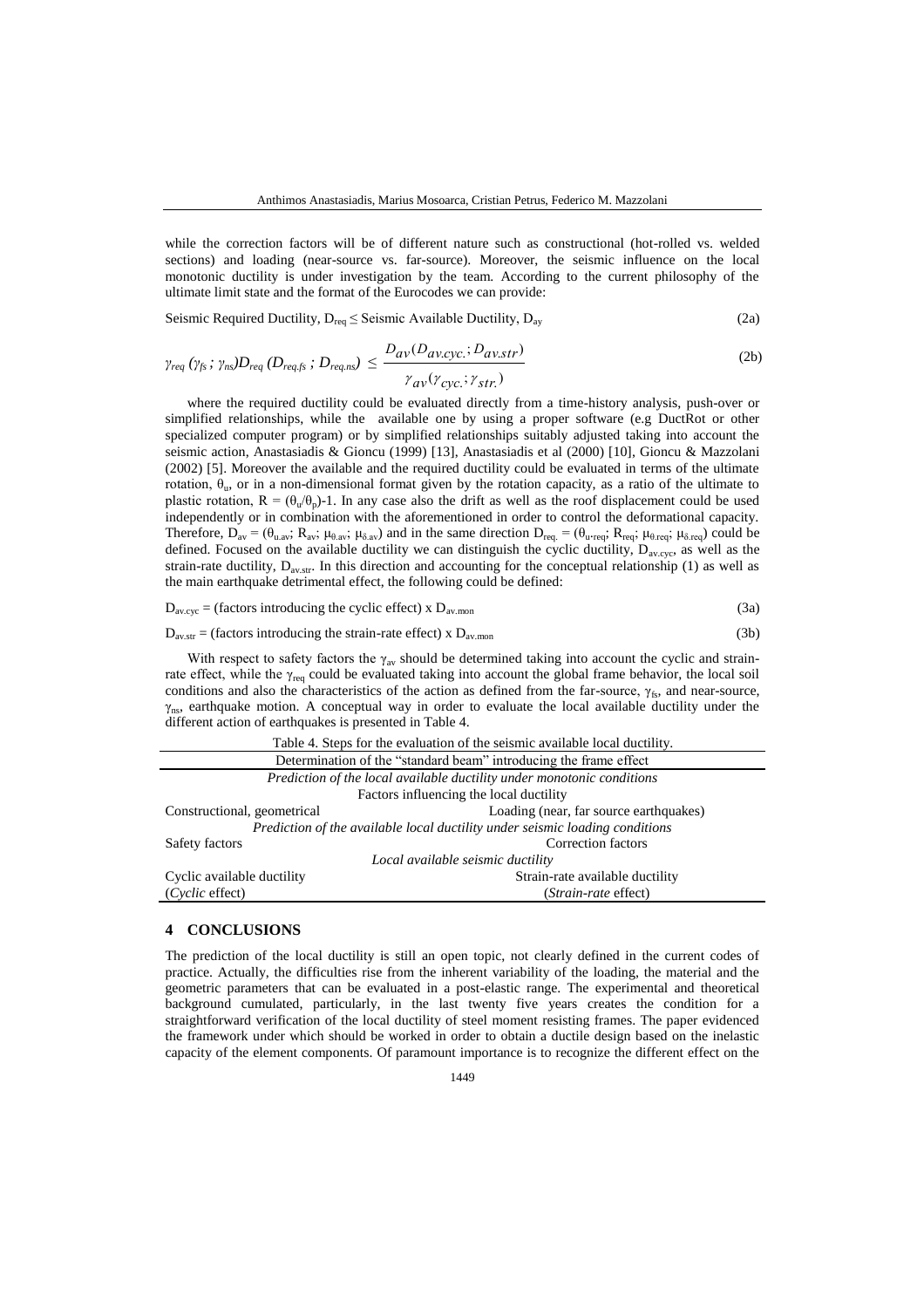while the correction factors will be of different nature such as constructional (hot-rolled vs. welded sections) and loading (near-source vs. far-source). Moreover, the seismic influence on the local monotonic ductility is under investigation by the team. According to the current philosophy of the ultimate limit state and the format of the Eurocodes we can provide:

$$\text{Seismic Required Ductility, } D_{req} \leq \text{Seismic Available Ductility, } D_{ay} \tag{2a}$$

$$\gamma_{req}\,(\gamma_{fs}\,;\,\gamma_{ns}) D_{req}\,(D_{req.fs}\,;\,D_{req.ns}) \leq \frac{D_{av}(D_{av.cyc.};D_{av.str})}{\gamma_{av}(\gamma_{cyc.};\gamma_{str.})} \tag{2b}$$

where the required ductility could be evaluated directly from a time-history analysis, push-over or simplified relationships, while the available one by using a proper software (e.g DuctRot or other specialized computer program) or by simplified relationships suitably adjusted taking into account the seismic action, Anastasiadis & Gioncu (1999) [13], Anastasiadis et al (2000) [10], Gioncu & Mazzolani (2002) [5]. Moreover the available and the required ductility could be evaluated in terms of the ultimate rotation, $\theta_u$, or in a non-dimensional format given by the rotation capacity, as a ratio of the ultimate to plastic rotation, $R = (\theta_u/\theta_p)-1$. In any case also the drift as well as the roof displacement could be used independently or in combination with the aforementioned in order to control the deformational capacity. Therefore, $D_{av} = (\theta_{u.av}; R_{av}; \mu_{\theta.av}; \mu_{\delta.av})$ and in the same direction $D_{req.} = (\theta_{u\cdot req}; R_{req}; \mu_{\theta.req}; \mu_{\delta.req})$ could be defined. Focused on the available ductility we can distinguish the cyclic ductility, $D_{av.cyc}$, as well as the strain-rate ductility, $D_{av.str}$. In this direction and accounting for the conceptual relationship (1) as well as the main earthquake detrimental effect, the following could be defined:

$$D_{av.cyc} = (\text{factors introducing the cyclic effect}) \times D_{av.mon} \tag{3a}$$

$$D_{av.str} = (\text{factors introducing the strain-rate effect}) \times D_{av.mon} \tag{3b}$$

With respect to safety factors the $\gamma_{av}$ should be determined taking into account the cyclic and strain-rate effect, while the $\gamma_{req}$ could be evaluated taking into account the global frame behavior, the local soil conditions and also the characteristics of the action as defined from the far-source, $\gamma_{fs}$, and near-source, $\gamma_{ns}$, earthquake motion. A conceptual way in order to evaluate the local available ductility under the different action of earthquakes is presented in Table 4.

Table 4. Steps for the evaluation of the seismic available local ductility.

| Determination of the "standard beam" introducing the frame effect | |
|---|---|
| *Prediction of the local available ductility under monotonic conditions* | |
| Factors influencing the local ductility | |
| Constructional, geometrical | Loading (near, far source earthquakes) |
| *Prediction of the available local ductility under seismic loading conditions* | |
| Safety factors | Correction factors |
| *Local available seismic ductility* | |
| Cyclic available ductility (*Cyclic* effect) | Strain-rate available ductility (*Strain-rate* effect) |

## 4 CONCLUSIONS

The prediction of the local ductility is still an open topic, not clearly defined in the current codes of practice. Actually, the difficulties rise from the inherent variability of the loading, the material and the geometric parameters that can be evaluated in a post-elastic range. The experimental and theoretical background cumulated, particularly, in the last twenty five years creates the condition for a straightforward verification of the local ductility of steel moment resisting frames. The paper evidenced the framework under which should be worked in order to obtain a ductile design based on the inelastic capacity of the element components. Of paramount importance is to recognize the different effect on the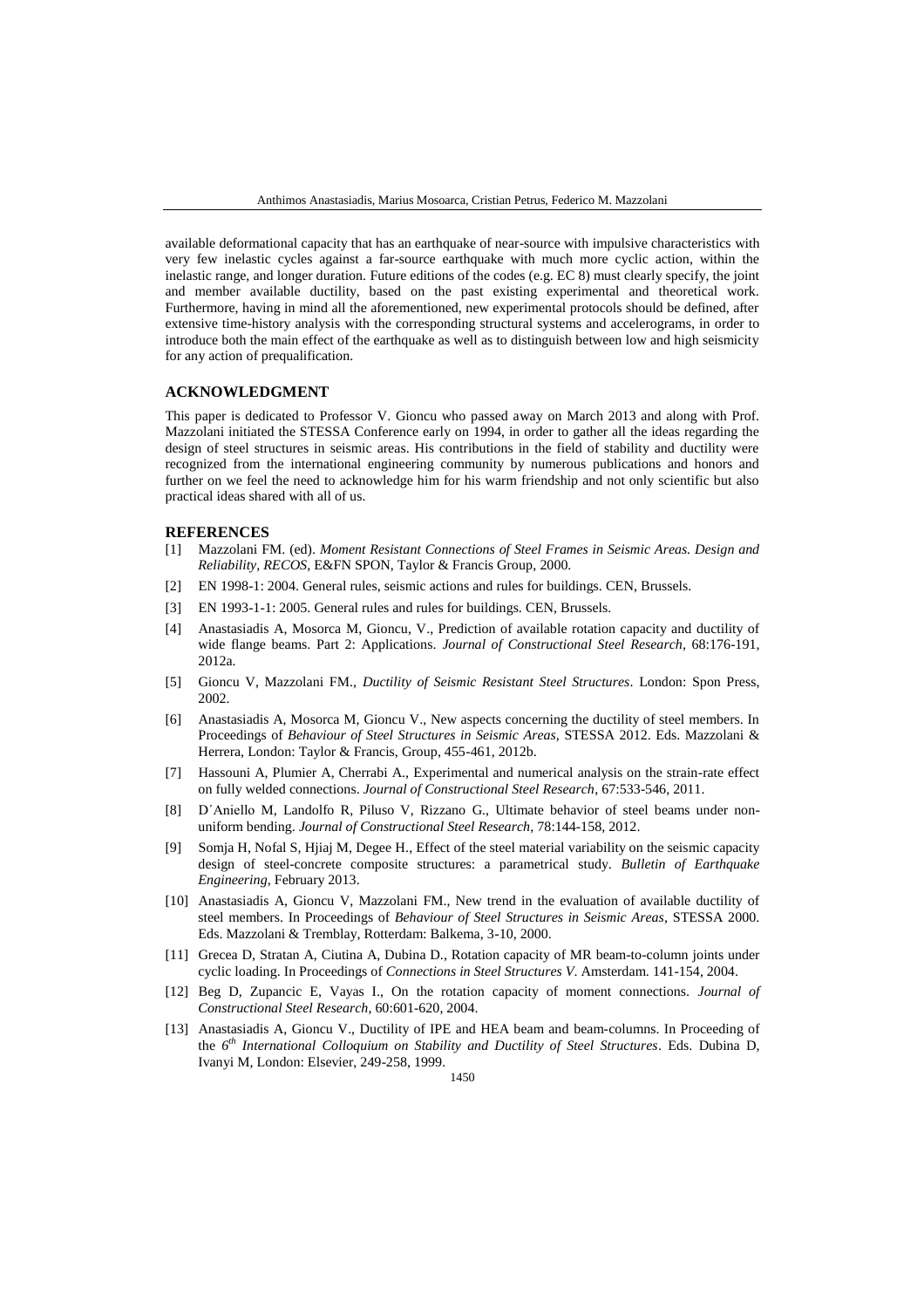available deformational capacity that has an earthquake of near-source with impulsive characteristics with very few inelastic cycles against a far-source earthquake with much more cyclic action, within the inelastic range, and longer duration. Future editions of the codes (e.g. EC 8) must clearly specify, the joint and member available ductility, based on the past existing experimental and theoretical work. Furthermore, having in mind all the aforementioned, new experimental protocols should be defined, after extensive time-history analysis with the corresponding structural systems and accelerograms, in order to introduce both the main effect of the earthquake as well as to distinguish between low and high seismicity for any action of prequalification.

## ACKNOWLEDGMENT

This paper is dedicated to Professor V. Gioncu who passed away on March 2013 and along with Prof. Mazzolani initiated the STESSA Conference early on 1994, in order to gather all the ideas regarding the design of steel structures in seismic areas. His contributions in the field of stability and ductility were recognized from the international engineering community by numerous publications and honors and further on we feel the need to acknowledge him for his warm friendship and not only scientific but also practical ideas shared with all of us.

## REFERENCES

[1] Mazzolani FM. (ed). *Moment Resistant Connections of Steel Frames in Seismic Areas. Design and Reliability, RECOS*, E&FN SPON, Taylor & Francis Group, 2000.

[2] EN 1998-1: 2004. General rules, seismic actions and rules for buildings. CEN, Brussels.

[3] EN 1993-1-1: 2005. General rules and rules for buildings. CEN, Brussels.

[4] Anastasiadis A, Mosorca M, Gioncu, V., Prediction of available rotation capacity and ductility of wide flange beams. Part 2: Applications. *Journal of Constructional Steel Research*, 68:176-191, 2012a.

[5] Gioncu V, Mazzolani FM., *Ductility of Seismic Resistant Steel Structures*. London: Spon Press, 2002.

[6] Anastasiadis A, Mosorca M, Gioncu V., New aspects concerning the ductility of steel members. In Proceedings of *Behaviour of Steel Structures in Seismic Areas*, STESSA 2012. Eds. Mazzolani & Herrera, London: Taylor & Francis, Group, 455-461, 2012b.

[7] Hassouni A, Plumier A, Cherrabi A., Experimental and numerical analysis on the strain-rate effect on fully welded connections. *Journal of Constructional Steel Research*, 67:533-546, 2011.

[8] D´Aniello M, Landolfo R, Piluso V, Rizzano G., Ultimate behavior of steel beams under non-uniform bending. *Journal of Constructional Steel Research*, 78:144-158, 2012.

[9] Somja H, Nofal S, Hjiaj M, Degee H., Effect of the steel material variability on the seismic capacity design of steel-concrete composite structures: a parametrical study. *Bulletin of Earthquake Engineering*, February 2013.

[10] Anastasiadis A, Gioncu V, Mazzolani FM., New trend in the evaluation of available ductility of steel members. In Proceedings of *Behaviour of Steel Structures in Seismic Areas*, STESSA 2000. Eds. Mazzolani & Tremblay, Rotterdam: Balkema, 3-10, 2000.

[11] Grecea D, Stratan A, Ciutina A, Dubina D., Rotation capacity of MR beam-to-column joints under cyclic loading. In Proceedings of *Connections in Steel Structures V*. Amsterdam. 141-154, 2004.

[12] Beg D, Zupancic E, Vayas I., On the rotation capacity of moment connections. *Journal of Constructional Steel Research*, 60:601-620, 2004.

[13] Anastasiadis A, Gioncu V., Ductility of IPE and HEA beam and beam-columns. In Proceeding of the *6th International Colloquium on Stability and Ductility of Steel Structures*. Eds. Dubina D, Ivanyi M, London: Elsevier, 249-258, 1999.